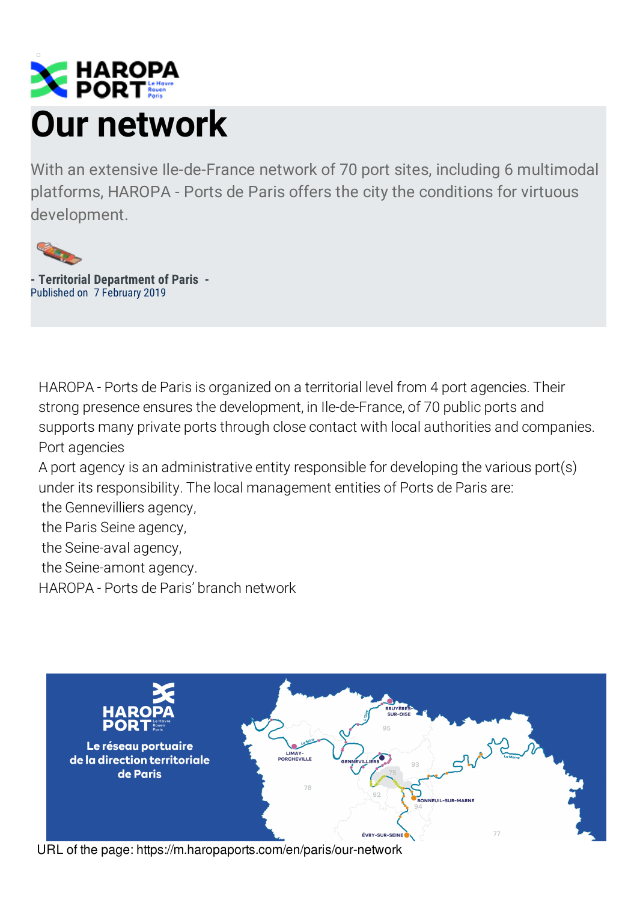# Our network

With an extensive Ile-de-France network of 70 port sites, including 6 multimodal platforms, HAROPA - Ports de Paris offers the city the conditions for virtuous development.

**- Territorial Department of Paris -**
Published on 7 February 2019

HAROPA - Ports de Paris is organized on a territorial level from 4 port agencies. Their strong presence ensures the development, in Ile-de-France, of 70 public ports and supports many private ports through close contact with local authorities and companies.

Port agencies

A port agency is an administrative entity responsible for developing the various port(s) under its responsibility. The local management entities of Ports de Paris are:

- the Gennevilliers agency,
- the Paris Seine agency,
- the Seine-aval agency,
- the Seine-amont agency.

HAROPA - Ports de Paris' branch network

HAROPA PORT Le Havre Rouen Paris
Le réseau portuaire de la direction territoriale de Paris

BRUYÈRES-SUR-OISE
LIMAY-PORCHEVILLE
GENNEVILLIERS
BONNEUIL-SUR-MARNE
ÉVRY-SUR-SEINE
95
93
75
92
94
78
77

URL of the page: https://m.haropaports.com/en/paris/our-network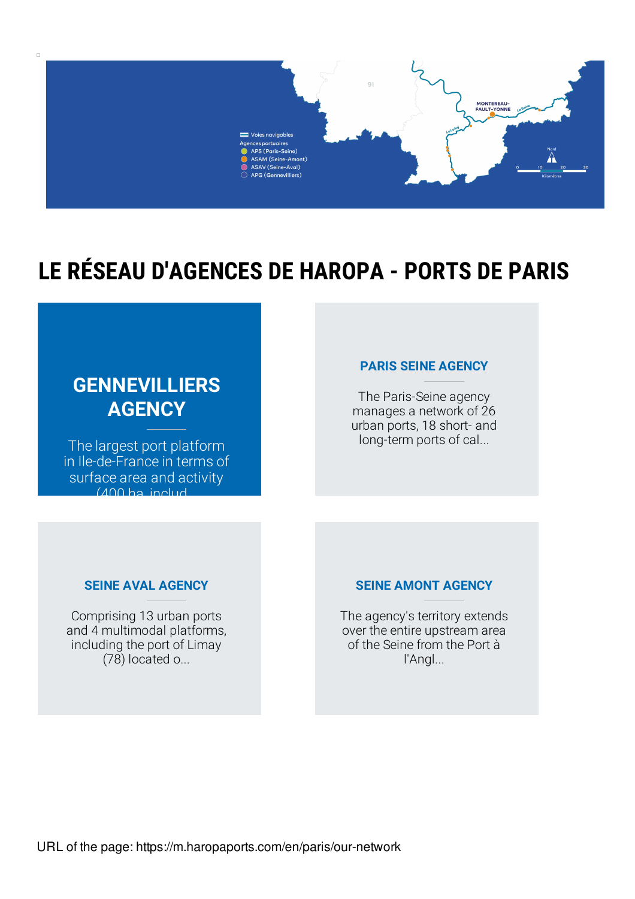Voies navigables
Agences portuaires
APS (Paris-Seine)
ASAM (Seine-Amont)
ASAV (Seine-Aval)
APG (Gennevilliers)

91

MONTEREAU-FAULT-YONNE

La Seine

Le Loing

Nord

0 10 20 30
Kilomètres

# LE RÉSEAU D'AGENCES DE HAROPA - PORTS DE PARIS

## GENNEVILLIERS AGENCY

The largest port platform in Ile-de-France in terms of surface area and activity (400 ha, includ...

## PARIS SEINE AGENCY

The Paris-Seine agency manages a network of 26 urban ports, 18 short- and long-term ports of cal...

## SEINE AVAL AGENCY

Comprising 13 urban ports and 4 multimodal platforms, including the port of Limay (78) located o...

## SEINE AMONT AGENCY

The agency's territory extends over the entire upstream area of the Seine from the Port à l'Angl...

URL of the page: https://m.haropaports.com/en/paris/our-network